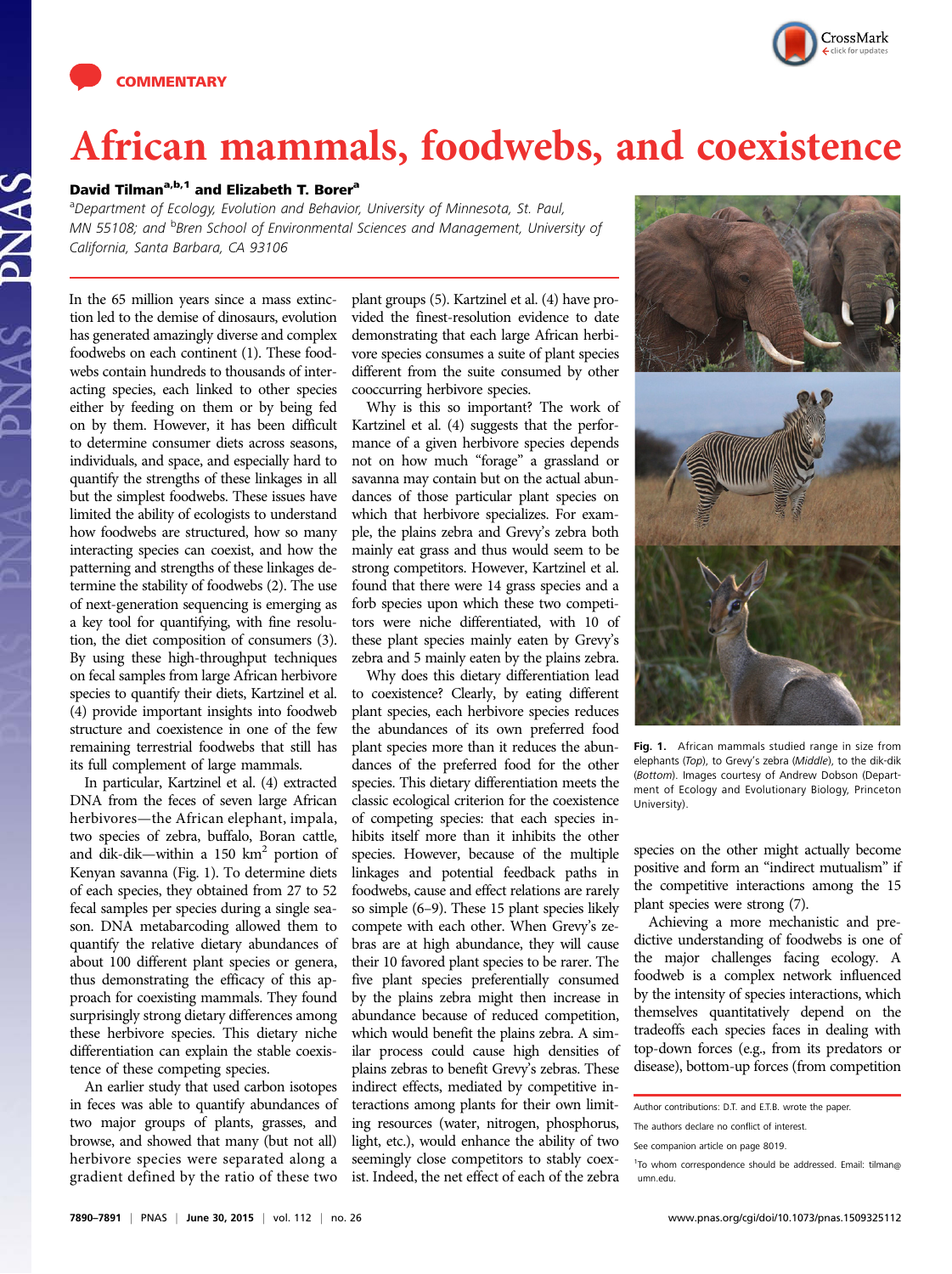COMMENTARY

# African mammals, foodwebs, and coexistence

**David Tilman**[a,b,1] **and Elizabeth T. Borer**[a]

[a]Department of Ecology, Evolution and Behavior, University of Minnesota, St. Paul, MN 55108; and [b]Bren School of Environmental Sciences and Management, University of California, Santa Barbara, CA 93106

In the 65 million years since a mass extinction led to the demise of dinosaurs, evolution has generated amazingly diverse and complex foodwebs on each continent (1). These foodwebs contain hundreds to thousands of interacting species, each linked to other species either by feeding on them or by being fed on by them. However, it has been difficult to determine consumer diets across seasons, individuals, and space, and especially hard to quantify the strengths of these linkages in all but the simplest foodwebs. These issues have limited the ability of ecologists to understand how foodwebs are structured, how so many interacting species can coexist, and how the patterning and strengths of these linkages determine the stability of foodwebs (2). The use of next-generation sequencing is emerging as a key tool for quantifying, with fine resolution, the diet composition of consumers (3). By using these high-throughput techniques on fecal samples from large African herbivore species to quantify their diets, Kartzinel et al. (4) provide important insights into foodweb structure and coexistence in one of the few remaining terrestrial foodwebs that still has its full complement of large mammals.

In particular, Kartzinel et al. (4) extracted DNA from the feces of seven large African herbivores—the African elephant, impala, two species of zebra, buffalo, Boran cattle, and dik-dik—within a 150 km$^2$ portion of Kenyan savanna (Fig. 1). To determine diets of each species, they obtained from 27 to 52 fecal samples per species during a single season. DNA metabarcoding allowed them to quantify the relative dietary abundances of about 100 different plant species or genera, thus demonstrating the efficacy of this approach for coexisting mammals. They found surprisingly strong dietary differences among these herbivore species. This dietary niche differentiation can explain the stable coexistence of these competing species.

An earlier study that used carbon isotopes in feces was able to quantify abundances of two major groups of plants, grasses, and browse, and showed that many (but not all) herbivore species were separated along a gradient defined by the ratio of these two plant groups (5). Kartzinel et al. (4) have provided the finest-resolution evidence to date demonstrating that each large African herbivore species consumes a suite of plant species different from the suite consumed by other cooccurring herbivore species.

Why is this so important? The work of Kartzinel et al. (4) suggests that the performance of a given herbivore species depends not on how much "forage" a grassland or savanna may contain but on the actual abundances of those particular plant species on which that herbivore specializes. For example, the plains zebra and Grevy's zebra both mainly eat grass and thus would seem to be strong competitors. However, Kartzinel et al. found that there were 14 grass species and a forb species upon which these two competitors were niche differentiated, with 10 of these plant species mainly eaten by Grevy's zebra and 5 mainly eaten by the plains zebra.

Why does this dietary differentiation lead to coexistence? Clearly, by eating different plant species, each herbivore species reduces the abundances of its own preferred food plant species more than it reduces the abundances of the preferred food for the other species. This dietary differentiation meets the classic ecological criterion for the coexistence of competing species: that each species inhibits itself more than it inhibits the other species. However, because of the multiple linkages and potential feedback paths in foodwebs, cause and effect relations are rarely so simple (6–9). These 15 plant species likely compete with each other. When Grevy's zebras are at high abundance, they will cause their 10 favored plant species to be rarer. The five plant species preferentially consumed by the plains zebra might then increase in abundance because of reduced competition, which would benefit the plains zebra. A similar process could cause high densities of plains zebras to benefit Grevy's zebras. These indirect effects, mediated by competitive interactions among plants for their own limiting resources (water, nitrogen, phosphorus, light, etc.), would enhance the ability of two seemingly close competitors to stably coexist. Indeed, the net effect of each of the zebra species on the other might actually become positive and form an "indirect mutualism" if the competitive interactions among the 15 plant species were strong (7).

Achieving a more mechanistic and predictive understanding of foodwebs is one of the major challenges facing ecology. A foodweb is a complex network influenced by the intensity of species interactions, which themselves quantitatively depend on the tradeoffs each species faces in dealing with top-down forces (e.g., from its predators or disease), bottom-up forces (from competition

**Fig. 1.** African mammals studied range in size from elephants (*Top*), to Grevy's zebra (*Middle*), to the dik-dik (*Bottom*). Images courtesy of Andrew Dobson (Department of Ecology and Evolutionary Biology, Princeton University).

Author contributions: D.T. and E.T.B. wrote the paper.

The authors declare no conflict of interest.

See companion article on page 8019.

[1]To whom correspondence should be addressed. Email: tilman@umn.edu.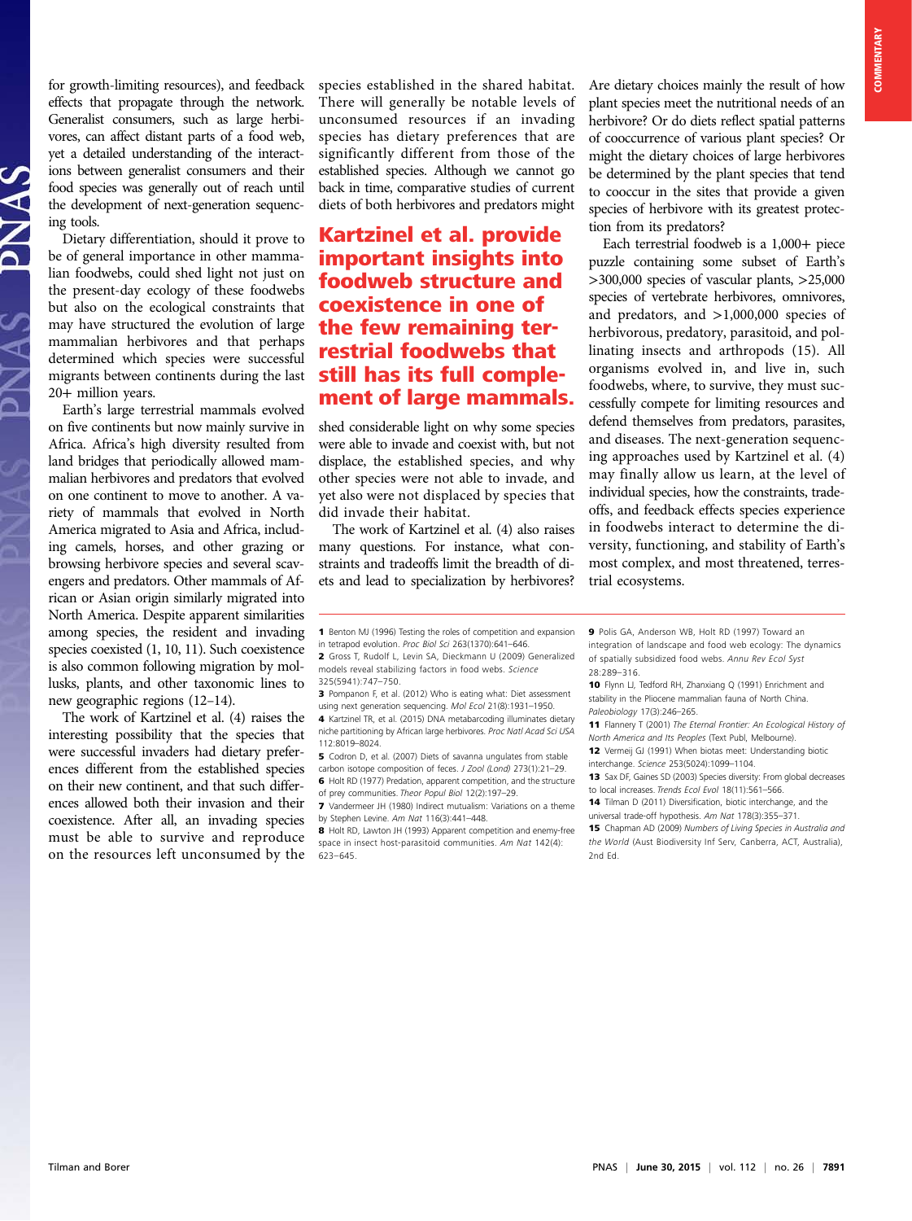for growth-limiting resources), and feedback effects that propagate through the network. Generalist consumers, such as large herbivores, can affect distant parts of a food web, yet a detailed understanding of the interactions between generalist consumers and their food species was generally out of reach until the development of next-generation sequencing tools.

Dietary differentiation, should it prove to be of general importance in other mammalian foodwebs, could shed light not just on the present-day ecology of these foodwebs but also on the ecological constraints that may have structured the evolution of large mammalian herbivores and that perhaps determined which species were successful migrants between continents during the last 20+ million years.

Earth's large terrestrial mammals evolved on five continents but now mainly survive in Africa. Africa's high diversity resulted from land bridges that periodically allowed mammalian herbivores and predators that evolved on one continent to move to another. A variety of mammals that evolved in North America migrated to Asia and Africa, including camels, horses, and other grazing or browsing herbivore species and several scavengers and predators. Other mammals of African or Asian origin similarly migrated into North America. Despite apparent similarities among species, the resident and invading species coexisted (1, 10, 11). Such coexistence is also common following migration by mollusks, plants, and other taxonomic lines to new geographic regions (12–14).

The work of Kartzinel et al. (4) raises the interesting possibility that the species that were successful invaders had dietary preferences different from the established species on their new continent, and that such differences allowed both their invasion and their coexistence. After all, an invading species must be able to survive and reproduce on the resources left unconsumed by the species established in the shared habitat. There will generally be notable levels of unconsumed resources if an invading species has dietary preferences that are significantly different from those of the established species. Although we cannot go back in time, comparative studies of current diets of both herbivores and predators might shed considerable light on why some species were able to invade and coexist with, but not displace, the established species, and why other species were not able to invade, and yet also were not displaced by species that did invade their habitat.

**Kartzinel et al. provide important insights into foodweb structure and coexistence in one of the few remaining terrestrial foodwebs that still has its full complement of large mammals.**

The work of Kartzinel et al. (4) also raises many questions. For instance, what constraints and tradeoffs limit the breadth of diets and lead to specialization by herbivores? Are dietary choices mainly the result of how plant species meet the nutritional needs of an herbivore? Or do diets reflect spatial patterns of cooccurrence of various plant species? Or might the dietary choices of large herbivores be determined by the plant species that tend to cooccur in the sites that provide a given species of herbivore with its greatest protection from its predators?

Each terrestrial foodweb is a 1,000+ piece puzzle containing some subset of Earth's >300,000 species of vascular plants, >25,000 species of vertebrate herbivores, omnivores, and predators, and >1,000,000 species of herbivorous, predatory, parasitoid, and pollinating insects and arthropods (15). All organisms evolved in, and live in, such foodwebs, where, to survive, they must successfully compete for limiting resources and defend themselves from predators, parasites, and diseases. The next-generation sequencing approaches used by Kartzinel et al. (4) may finally allow us learn, at the level of individual species, how the constraints, tradeoffs, and feedback effects species experience in foodwebs interact to determine the diversity, functioning, and stability of Earth's most complex, and most threatened, terrestrial ecosystems.

1 Benton MJ (1996) Testing the roles of competition and expansion in tetrapod evolution. *Proc Biol Sci* 263(1370):641–646.

2 Gross T, Rudolf L, Levin SA, Dieckmann U (2009) Generalized models reveal stabilizing factors in food webs. *Science* 325(5941):747–750.

3 Pompanon F, et al. (2012) Who is eating what: Diet assessment using next generation sequencing. *Mol Ecol* 21(8):1931–1950.

4 Kartzinel TR, et al. (2015) DNA metabarcoding illuminates dietary niche partitioning by African large herbivores. *Proc Natl Acad Sci USA* 112:8019–8024.

5 Codron D, et al. (2007) Diets of savanna ungulates from stable carbon isotope composition of feces. *J Zool (Lond)* 273(1):21–29.

6 Holt RD (1977) Predation, apparent competition, and the structure of prey communities. *Theor Popul Biol* 12(2):197–29.

7 Vandermeer JH (1980) Indirect mutualism: Variations on a theme by Stephen Levine. *Am Nat* 116(3):441–448.

8 Holt RD, Lawton JH (1993) Apparent competition and enemy-free space in insect host-parasitoid communities. *Am Nat* 142(4): 623–645.

9 Polis GA, Anderson WB, Holt RD (1997) Toward an integration of landscape and food web ecology: The dynamics of spatially subsidized food webs. *Annu Rev Ecol Syst* 28:289–316.

10 Flynn LJ, Tedford RH, Zhanxiang Q (1991) Enrichment and stability in the Pliocene mammalian fauna of North China. *Paleobiology* 17(3):246–265.

11 Flannery T (2001) *The Eternal Frontier: An Ecological History of North America and Its Peoples* (Text Publ, Melbourne).

12 Vermeij GJ (1991) When biotas meet: Understanding biotic interchange. *Science* 253(5024):1099–1104.

13 Sax DF, Gaines SD (2003) Species diversity: From global decreases to local increases. *Trends Ecol Evol* 18(11):561–566.

14 Tilman D (2011) Diversification, biotic interchange, and the universal trade-off hypothesis. *Am Nat* 178(3):355–371.

15 Chapman AD (2009) *Numbers of Living Species in Australia and the World* (Aust Biodiversity Inf Serv, Canberra, ACT, Australia), 2nd Ed.